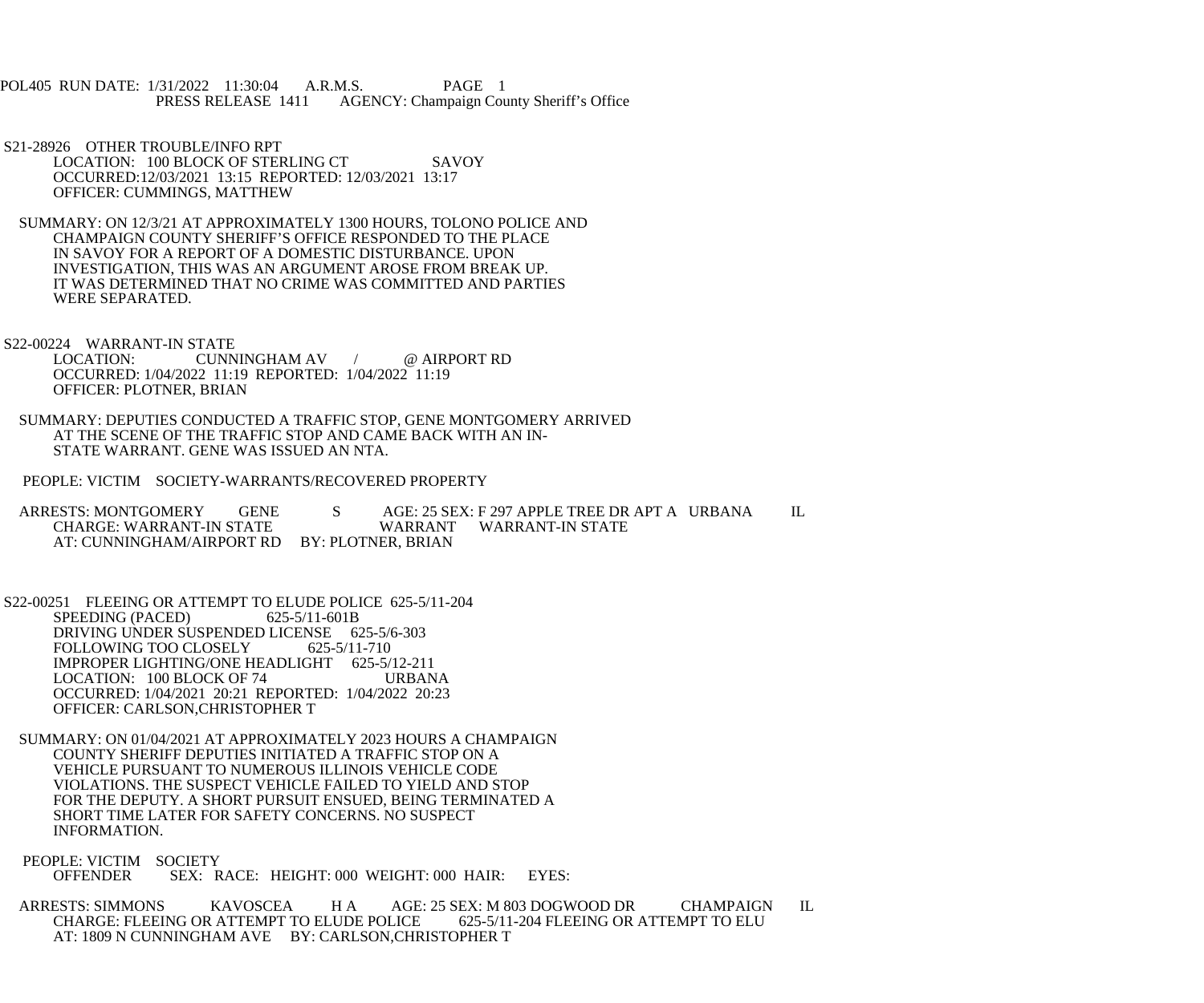POL405 RUN DATE: 1/31/2022 11:30:04 A.R.M.S. PAGE 1
PRESS RELEASE 1411 AGENCY: Champaign County Sheriff's Office

S21-28926 OTHER TROUBLE/INFO RPT
LOCATION: 100 BLOCK OF STERLING CT SAVOY
OCCURRED:12/03/2021 13:15 REPORTED: 12/03/2021 13:17
OFFICER: CUMMINGS, MATTHEW

SUMMARY: ON 12/3/21 AT APPROXIMATELY 1300 HOURS, TOLONO POLICE AND CHAMPAIGN COUNTY SHERIFF'S OFFICE RESPONDED TO THE PLACE IN SAVOY FOR A REPORT OF A DOMESTIC DISTURBANCE. UPON INVESTIGATION, THIS WAS AN ARGUMENT AROSE FROM BREAK UP. IT WAS DETERMINED THAT NO CRIME WAS COMMITTED AND PARTIES WERE SEPARATED.

S22-00224 WARRANT-IN STATE
LOCATION: CUNNINGHAM AV / @ AIRPORT RD
OCCURRED: 1/04/2022 11:19 REPORTED: 1/04/2022 11:19
OFFICER: PLOTNER, BRIAN

SUMMARY: DEPUTIES CONDUCTED A TRAFFIC STOP, GENE MONTGOMERY ARRIVED AT THE SCENE OF THE TRAFFIC STOP AND CAME BACK WITH AN IN-STATE WARRANT. GENE WAS ISSUED AN NTA.

PEOPLE: VICTIM SOCIETY-WARRANTS/RECOVERED PROPERTY

ARRESTS: MONTGOMERY GENE S AGE: 25 SEX: F 297 APPLE TREE DR APT A URBANA IL
CHARGE: WARRANT-IN STATE WARRANT WARRANT-IN STATE
AT: CUNNINGHAM/AIRPORT RD BY: PLOTNER, BRIAN

S22-00251 FLEEING OR ATTEMPT TO ELUDE POLICE 625-5/11-204
SPEEDING (PACED) 625-5/11-601B
DRIVING UNDER SUSPENDED LICENSE 625-5/6-303
FOLLOWING TOO CLOSELY 625-5/11-710
IMPROPER LIGHTING/ONE HEADLIGHT 625-5/12-211
LOCATION: 100 BLOCK OF 74 URBANA
OCCURRED: 1/04/2021 20:21 REPORTED: 1/04/2022 20:23
OFFICER: CARLSON,CHRISTOPHER T

SUMMARY: ON 01/04/2021 AT APPROXIMATELY 2023 HOURS A CHAMPAIGN COUNTY SHERIFF DEPUTIES INITIATED A TRAFFIC STOP ON A VEHICLE PURSUANT TO NUMEROUS ILLINOIS VEHICLE CODE VIOLATIONS. THE SUSPECT VEHICLE FAILED TO YIELD AND STOP FOR THE DEPUTY. A SHORT PURSUIT ENSUED, BEING TERMINATED A SHORT TIME LATER FOR SAFETY CONCERNS. NO SUSPECT INFORMATION.

PEOPLE: VICTIM SOCIETY
OFFENDER SEX: RACE: HEIGHT: 000 WEIGHT: 000 HAIR: EYES:

ARRESTS: SIMMONS KAVOSCEA H A AGE: 25 SEX: M 803 DOGWOOD DR CHAMPAIGN IL
CHARGE: FLEEING OR ATTEMPT TO ELUDE POLICE 625-5/11-204 FLEEING OR ATTEMPT TO ELU
AT: 1809 N CUNNINGHAM AVE BY: CARLSON,CHRISTOPHER T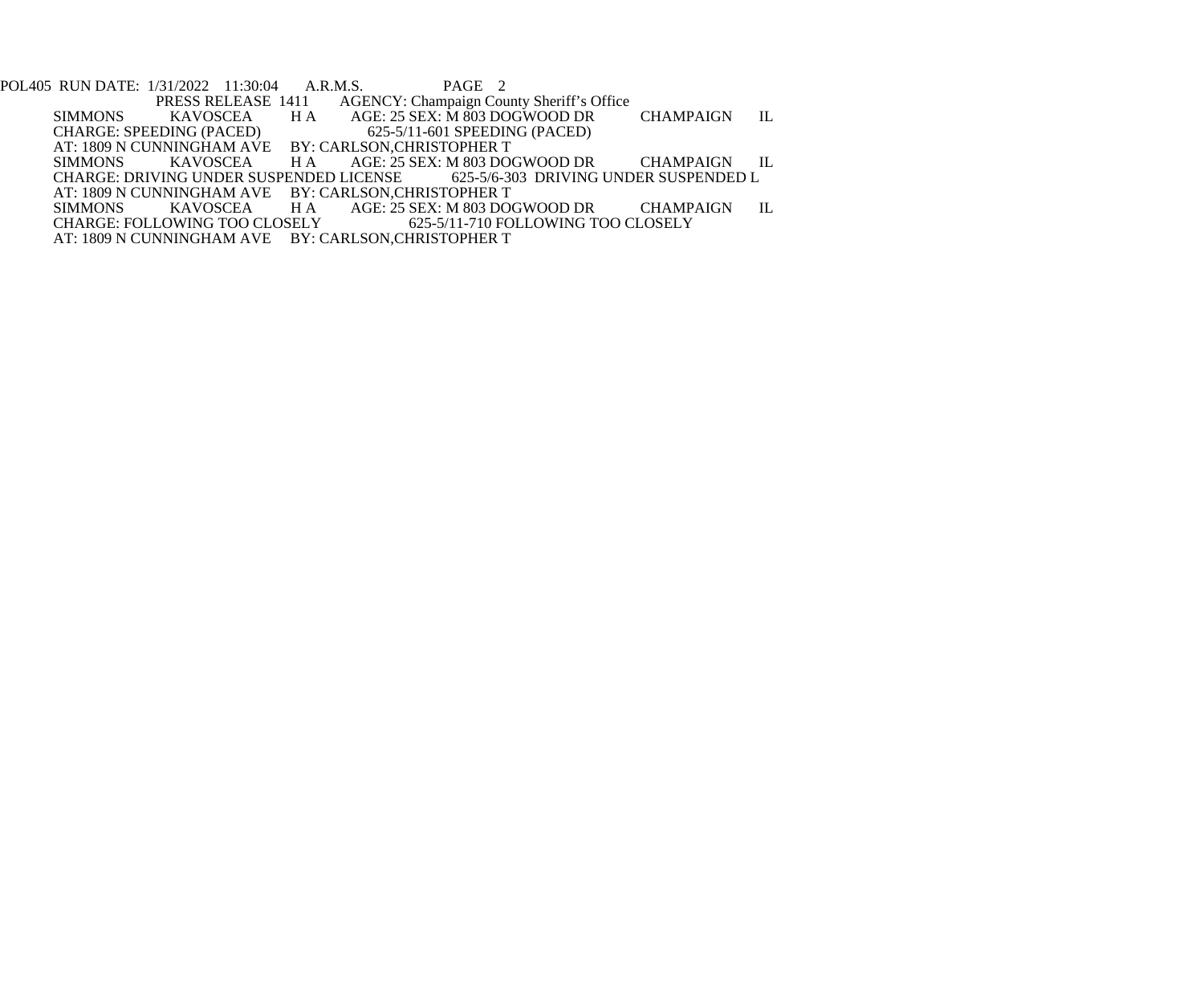POL405 RUN DATE: 1/31/2022 11:30:04 A.R.M.S. PAGE 2

PRESS RELEASE 1411 AGENCY: Champaign County Sheriff's Office

SIMMONS KAVOSCEA H A AGE: 25 SEX: M 803 DOGWOOD DR CHAMPAIGN IL
CHARGE: SPEEDING (PACED) 625-5/11-601 SPEEDING (PACED)
AT: 1809 N CUNNINGHAM AVE BY: CARLSON,CHRISTOPHER T

SIMMONS KAVOSCEA H A AGE: 25 SEX: M 803 DOGWOOD DR CHAMPAIGN IL
CHARGE: DRIVING UNDER SUSPENDED LICENSE 625-5/6-303 DRIVING UNDER SUSPENDED L
AT: 1809 N CUNNINGHAM AVE BY: CARLSON,CHRISTOPHER T

SIMMONS KAVOSCEA H A AGE: 25 SEX: M 803 DOGWOOD DR CHAMPAIGN IL
CHARGE: FOLLOWING TOO CLOSELY 625-5/11-710 FOLLOWING TOO CLOSELY
AT: 1809 N CUNNINGHAM AVE BY: CARLSON,CHRISTOPHER T